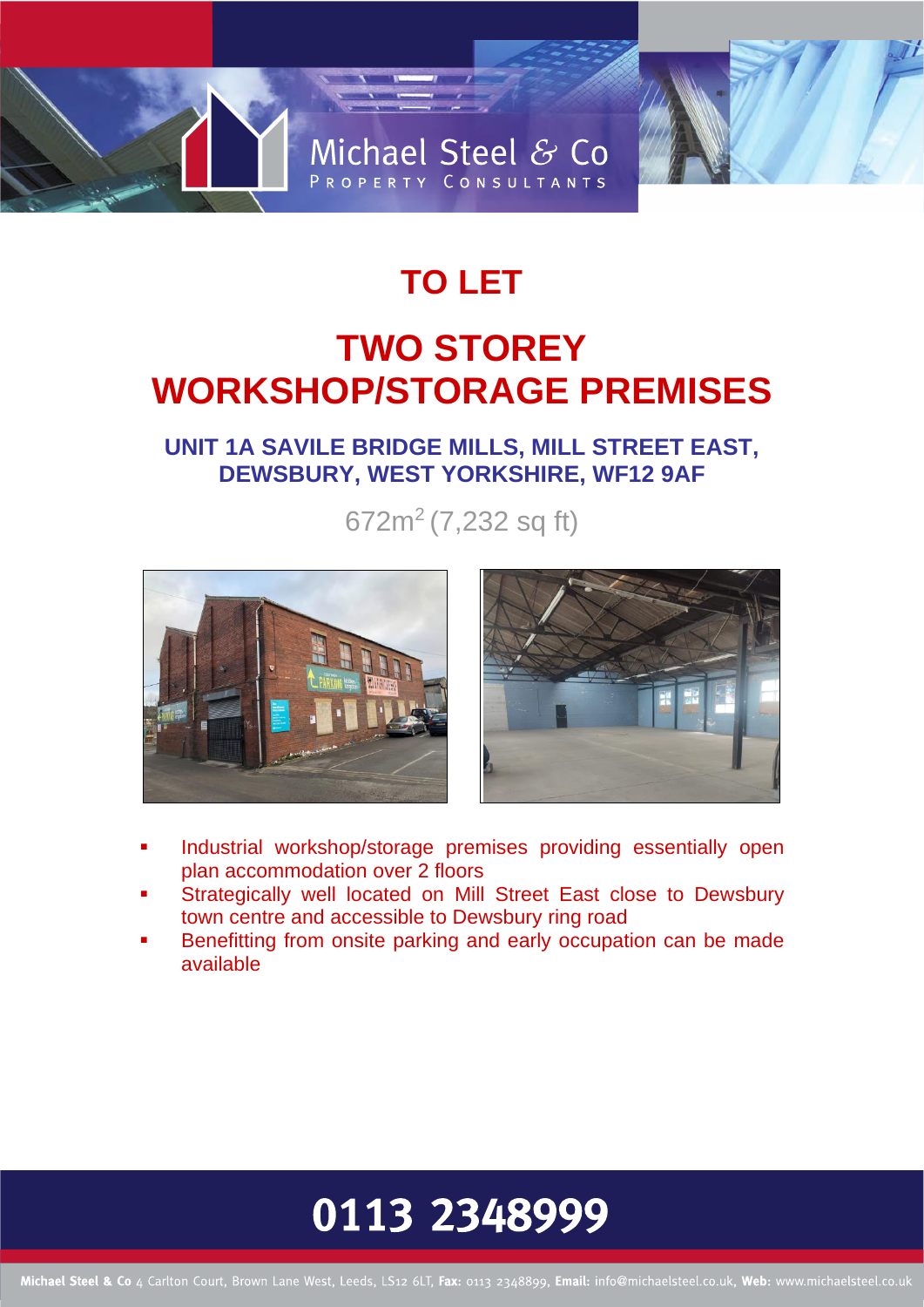Michael Steel & Co
PROPERTY CONSULTANTS

# TO LET

# TWO STOREY WORKSHOP/STORAGE PREMISES

## UNIT 1A SAVILE BRIDGE MILLS, MILL STREET EAST, DEWSBURY, WEST YORKSHIRE, WF12 9AF

672m$^2$ (7,232 sq ft)

- Industrial workshop/storage premises providing essentially open plan accommodation over 2 floors
- Strategically well located on Mill Street East close to Dewsbury town centre and accessible to Dewsbury ring road
- Benefitting from onsite parking and early occupation can be made available

**0113 2348999**

**Michael Steel & Co** 4 Carlton Court, Brown Lane West, Leeds, LS12 6LT, **Fax:** 0113 2348899, **Email:** info@michaelsteel.co.uk, **Web:** www.michaelsteel.co.uk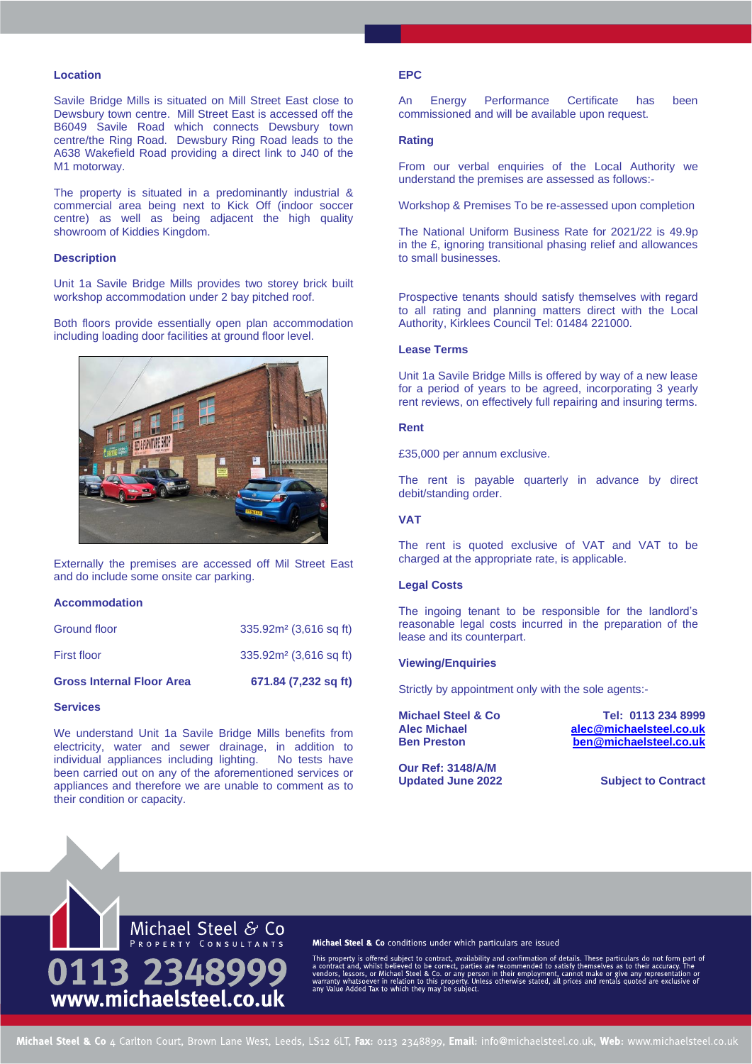## Location

Savile Bridge Mills is situated on Mill Street East close to Dewsbury town centre. Mill Street East is accessed off the B6049 Savile Road which connects Dewsbury town centre/the Ring Road. Dewsbury Ring Road leads to the A638 Wakefield Road providing a direct link to J40 of the M1 motorway.

The property is situated in a predominantly industrial & commercial area being next to Kick Off (indoor soccer centre) as well as being adjacent the high quality showroom of Kiddies Kingdom.

## Description

Unit 1a Savile Bridge Mills provides two storey brick built workshop accommodation under 2 bay pitched roof.

Both floors provide essentially open plan accommodation including loading door facilities at ground floor level.

Externally the premises are accessed off Mil Street East and do include some onsite car parking.

## Accommodation

| | |
|---|---|
| Ground floor | 335.92m² (3,616 sq ft) |
| First floor | 335.92m² (3,616 sq ft) |
| **Gross Internal Floor Area** | **671.84 (7,232 sq ft)** |

## Services

We understand Unit 1a Savile Bridge Mills benefits from electricity, water and sewer drainage, in addition to individual appliances including lighting. No tests have been carried out on any of the aforementioned services or appliances and therefore we are unable to comment as to their condition or capacity.

## EPC

An Energy Performance Certificate has been commissioned and will be available upon request.

## Rating

From our verbal enquiries of the Local Authority we understand the premises are assessed as follows:-

Workshop & Premises To be re-assessed upon completion

The National Uniform Business Rate for 2021/22 is 49.9p in the £, ignoring transitional phasing relief and allowances to small businesses.

Prospective tenants should satisfy themselves with regard to all rating and planning matters direct with the Local Authority, Kirklees Council Tel: 01484 221000.

## Lease Terms

Unit 1a Savile Bridge Mills is offered by way of a new lease for a period of years to be agreed, incorporating 3 yearly rent reviews, on effectively full repairing and insuring terms.

## Rent

£35,000 per annum exclusive.

The rent is payable quarterly in advance by direct debit/standing order.

## VAT

The rent is quoted exclusive of VAT and VAT to be charged at the appropriate rate, is applicable.

## Legal Costs

The ingoing tenant to be responsible for the landlord's reasonable legal costs incurred in the preparation of the lease and its counterpart.

## Viewing/Enquiries

Strictly by appointment only with the sole agents:-

**Michael Steel & Co** — **Tel: 0113 234 8999**
**Alec Michael** — **alec@michaelsteel.co.uk**
**Ben Preston** — **ben@michaelsteel.co.uk**

**Our Ref: 3148/A/M**
**Updated June 2022**

**Subject to Contract**

Michael Steel & Co
PROPERTY CONSULTANTS
0113 2348999
www.michaelsteel.co.uk

**Michael Steel & Co** conditions under which particulars are issued

This property is offered subject to contract, availability and confirmation of details. These particulars do not form part of a contract and, whilst believed to be correct, parties are recommended to satisfy themselves as to their accuracy. The vendors, lessors, or Michael Steel & Co. or any person in their employment, cannot make or give any representation or warranty whatsoever in relation to this property. Unless otherwise stated, all prices and rentals quoted are exclusive of any Value Added Tax to which they may be subject.

**Michael Steel & Co** 4 Carlton Court, Brown Lane West, Leeds, LS12 6LT, **Fax:** 0113 2348899, **Email:** info@michaelsteel.co.uk, **Web:** www.michaelsteel.co.uk